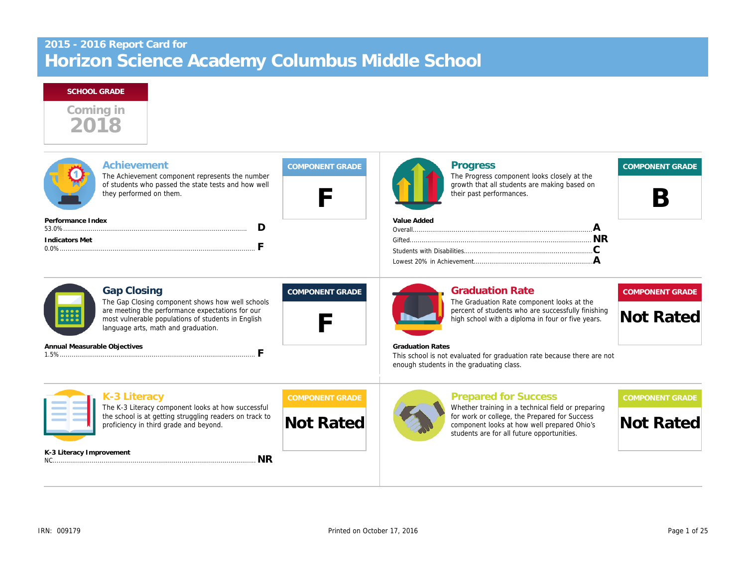2015 - 2016 Report Card for

# Horizon Science Academy Columbus Middle School

**SCHOOL GRADE**

Coming in 2018

## Achievement

The Achievement component represents the number of students who passed the state tests and how well they performed on them.

**COMPONENT GRADE**

**F**

**Performance Index**
53.0% .......... **D**

**Indicators Met**
0.0% .......... **F**

## Progress

The Progress component looks closely at the growth that all students are making based on their past performances.

**COMPONENT GRADE**

**B**

**Value Added**
Overall .......... **A**
Gifted .......... **NR**
Students with Disabilities .......... **C**
Lowest 20% in Achievement .......... **A**

## Gap Closing

The Gap Closing component shows how well schools are meeting the performance expectations for our most vulnerable populations of students in English language arts, math and graduation.

**COMPONENT GRADE**

**F**

**Annual Measurable Objectives**
1.5% .......... **F**

## Graduation Rate

The Graduation Rate component looks at the percent of students who are successfully finishing high school with a diploma in four or five years.

**COMPONENT GRADE**

**Not Rated**

**Graduation Rates**
This school is not evaluated for graduation rate because there are not enough students in the graduating class.

## K-3 Literacy

The K-3 Literacy component looks at how successful the school is at getting struggling readers on track to proficiency in third grade and beyond.

**COMPONENT GRADE**

**Not Rated**

**K-3 Literacy Improvement**
NC .......... **NR**

## Prepared for Success

Whether training in a technical field or preparing for work or college, the Prepared for Success component looks at how well prepared Ohio's students are for all future opportunities.

**COMPONENT GRADE**

**Not Rated**

IRN: 009179

Printed on October 17, 2016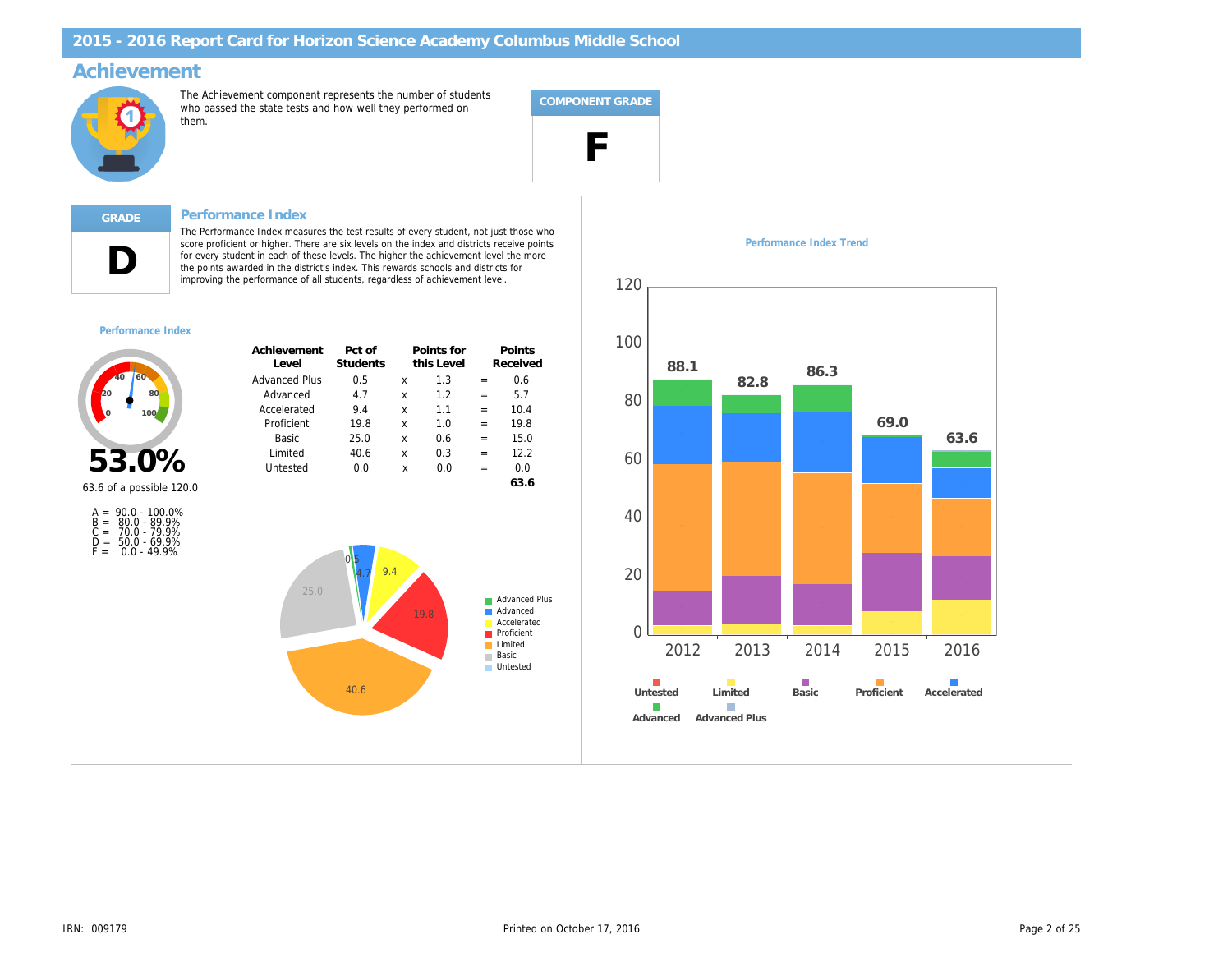# 2015 - 2016 Report Card for Horizon Science Academy Columbus Middle School

## Achievement

The Achievement component represents the number of students who passed the state tests and how well they performed on them.

**COMPONENT GRADE**

**F**

---

**GRADE**

**D**

### Performance Index

The Performance Index measures the test results of every student, not just those who score proficient or higher. There are six levels on the index and districts receive points for every student in each of these levels. The higher the achievement level the more the points awarded in the district's index. This rewards schools and districts for improving the performance of all students, regardless of achievement level.

**Performance Index**

**53.0%**

63.6 of a possible 120.0

A = 90.0 - 100.0%
B = 80.0 - 89.9%
C = 70.0 - 79.9%
D = 50.0 - 69.9%
F = 0.0 - 49.9%

| Achievement Level | Pct of Students | | Points for this Level | | Points Received |
|---|---|---|---|---|---|
| Advanced Plus | 0.5 | x | 1.3 | = | 0.6 |
| Advanced | 4.7 | x | 1.2 | = | 5.7 |
| Accelerated | 9.4 | x | 1.1 | = | 10.4 |
| Proficient | 19.8 | x | 1.0 | = | 19.8 |
| Basic | 25.0 | x | 0.6 | = | 15.0 |
| Limited | 40.6 | x | 0.3 | = | 12.2 |
| Untested | 0.0 | x | 0.0 | = | 0.0 |
| | | | | | **63.6** |

**Performance Index Trend**

| Year | Performance Index |
|---|---|
| 2012 | 88.1 |
| 2013 | 82.8 |
| 2014 | 86.3 |
| 2015 | 69.0 |
| 2016 | 63.6 |

IRN: 009179

Printed on October 17, 2016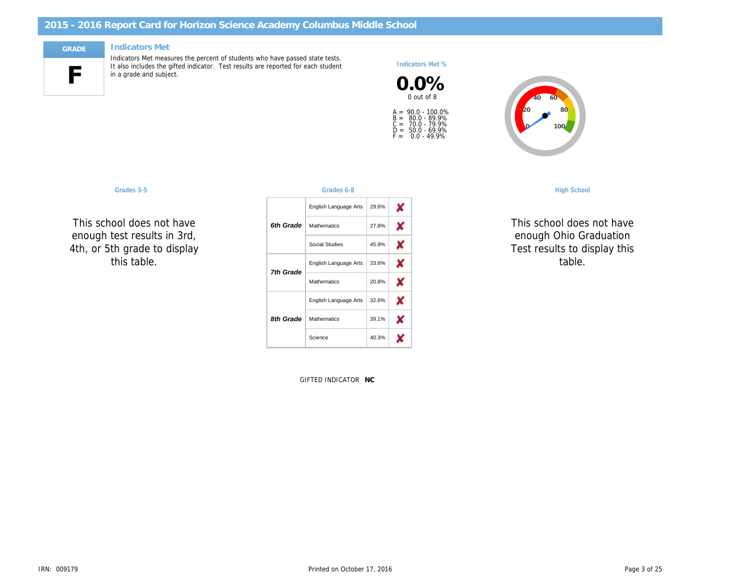# 2015 - 2016 Report Card for Horizon Science Academy Columbus Middle School

**GRADE**

**F**

## Indicators Met

Indicators Met measures the percent of students who have passed state tests. It also includes the gifted indicator. Test results are reported for each student in a grade and subject.

**Indicators Met %**

**0.0%**

0 out of 8

A = 90.0 - 100.0%
B = 80.0 - 89.9%
C = 70.0 - 79.9%
D = 50.0 - 69.9%
F = 0.0 - 49.9%

### Grades 3-5

This school does not have enough test results in 3rd, 4th, or 5th grade to display this table.

### Grades 6-8

| Grade | Subject | Percent | Met |
|---|---|---|---|
| ***6th Grade*** | English Language Arts | 29.6% | ✘ |
| | Mathematics | 27.8% | ✘ |
| | Social Studies | 45.9% | ✘ |
| ***7th Grade*** | English Language Arts | 33.6% | ✘ |
| | Mathematics | 20.8% | ✘ |
| ***8th Grade*** | English Language Arts | 32.6% | ✘ |
| | Mathematics | 39.1% | ✘ |
| | Science | 40.3% | ✘ |

### High School

This school does not have enough Ohio Graduation Test results to display this table.

GIFTED INDICATOR **NC**

IRN: 009179

Printed on October 17, 2016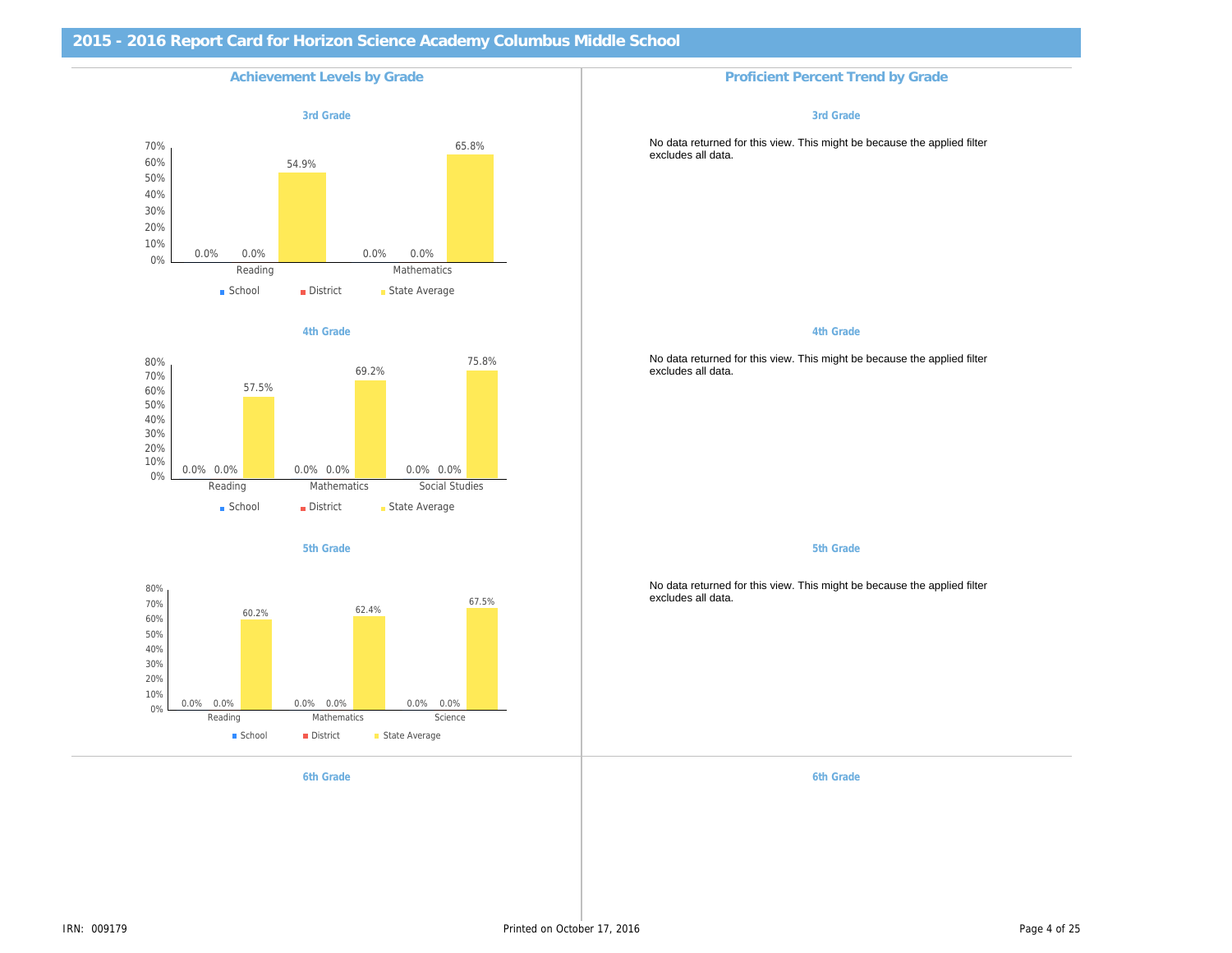# 2015 - 2016 Report Card for Horizon Science Academy Columbus Middle School

## Achievement Levels by Grade

### 3rd Grade

| | School | District | State Average |
|---|---|---|---|
| Reading | 0.0% | 0.0% | 54.9% |
| Mathematics | 0.0% | 0.0% | 65.8% |

### 4th Grade

| | School | District | State Average |
|---|---|---|---|
| Reading | 0.0% | 0.0% | 57.5% |
| Mathematics | 0.0% | 0.0% | 69.2% |
| Social Studies | 0.0% | 0.0% | 75.8% |

### 5th Grade

| | School | District | State Average |
|---|---|---|---|
| Reading | 0.0% | 0.0% | 60.2% |
| Mathematics | 0.0% | 0.0% | 62.4% |
| Science | 0.0% | 0.0% | 67.5% |

### 6th Grade

## Proficient Percent Trend by Grade

### 3rd Grade

No data returned for this view. This might be because the applied filter excludes all data.

### 4th Grade

No data returned for this view. This might be because the applied filter excludes all data.

### 5th Grade

No data returned for this view. This might be because the applied filter excludes all data.

### 6th Grade

IRN: 009179

Printed on October 17, 2016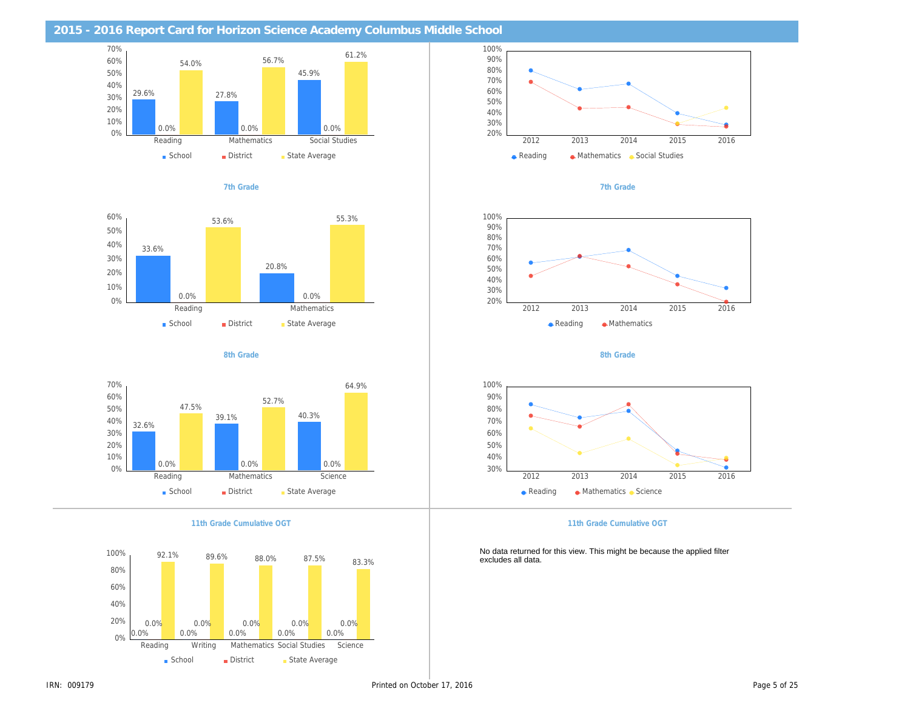## 2015 - 2016 Report Card for Horizon Science Academy Columbus Middle School

| | School | District | State Average |
|---|---|---|---|
| Reading | 29.6% | 0.0% | 54.0% |
| Mathematics | 27.8% | 0.0% | 56.7% |
| Social Studies | 45.9% | 0.0% | 61.2% |

### 7th Grade

| | School | District | State Average |
|---|---|---|---|
| Reading | 33.6% | 0.0% | 53.6% |
| Mathematics | 20.8% | 0.0% | 55.3% |

### 8th Grade

| | School | District | State Average |
|---|---|---|---|
| Reading | 32.6% | 0.0% | 47.5% |
| Mathematics | 39.1% | 0.0% | 52.7% |
| Science | 40.3% | 0.0% | 64.9% |

### 11th Grade Cumulative OGT

| | School | District | State Average |
|---|---|---|---|
| Reading | 0.0% | 0.0% | 92.1% |
| Writing | 0.0% | 0.0% | 89.6% |
| Mathematics | 0.0% | 0.0% | 88.0% |
| Social Studies | 0.0% | 0.0% | 87.5% |
| Science | 0.0% | 0.0% | 83.3% |

### 7th Grade

Trend chart, 2012–2016: Reading, Mathematics

### 8th Grade

Trend chart, 2012–2016: Reading, Mathematics, Science

### 11th Grade Cumulative OGT

No data returned for this view. This might be because the applied filter excludes all data.

IRN: 009179

Printed on October 17, 2016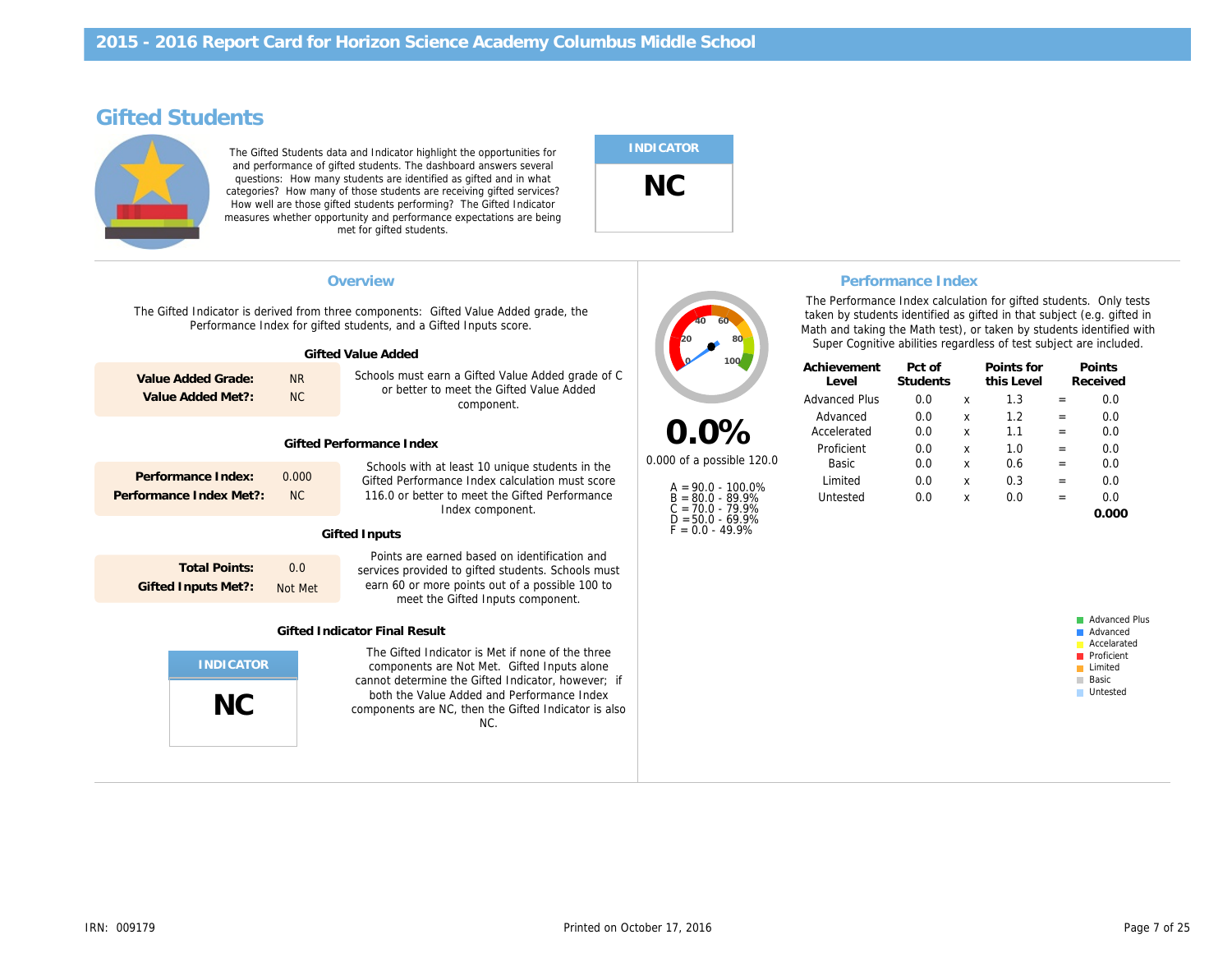# 2015 - 2016 Report Card for Horizon Science Academy Columbus Middle School

## Gifted Students

The Gifted Students data and Indicator highlight the opportunities for and performance of gifted students. The dashboard answers several questions: How many students are identified as gifted and in what categories? How many of those students are receiving gifted services? How well are those gifted students performing? The Gifted Indicator measures whether opportunity and performance expectations are being met for gifted students.

**INDICATOR**

**NC**

### Overview

The Gifted Indicator is derived from three components: Gifted Value Added grade, the Performance Index for gifted students, and a Gifted Inputs score.

#### Gifted Value Added

| | |
|---|---|
| **Value Added Grade:** | NR |
| **Value Added Met?:** | NC |

Schools must earn a Gifted Value Added grade of C or better to meet the Gifted Value Added component.

#### Gifted Performance Index

| | |
|---|---|
| **Performance Index:** | 0.000 |
| **Performance Index Met?:** | NC |

Schools with at least 10 unique students in the Gifted Performance Index calculation must score 116.0 or better to meet the Gifted Performance Index component.

#### Gifted Inputs

| | |
|---|---|
| **Total Points:** | 0.0 |
| **Gifted Inputs Met?:** | Not Met |

Points are earned based on identification and services provided to gifted students. Schools must earn 60 or more points out of a possible 100 to meet the Gifted Inputs component.

#### Gifted Indicator Final Result

**INDICATOR**

**NC**

The Gifted Indicator is Met if none of the three components are Not Met. Gifted Inputs alone cannot determine the Gifted Indicator, however; if both the Value Added and Performance Index components are NC, then the Gifted Indicator is also NC.

### Performance Index

**0.0%**

0.000 of a possible 120.0

A = 90.0 - 100.0%
B = 80.0 - 89.9%
C = 70.0 - 79.9%
D = 50.0 - 69.9%
F = 0.0 - 49.9%

The Performance Index calculation for gifted students. Only tests taken by students identified as gifted in that subject (e.g. gifted in Math and taking the Math test), or taken by students identified with Super Cognitive abilities regardless of test subject are included.

| Achievement Level | Pct of Students | | Points for this Level | | Points Received |
|---|---|---|---|---|---|
| Advanced Plus | 0.0 | x | 1.3 | = | 0.0 |
| Advanced | 0.0 | x | 1.2 | = | 0.0 |
| Accelerated | 0.0 | x | 1.1 | = | 0.0 |
| Proficient | 0.0 | x | 1.0 | = | 0.0 |
| Basic | 0.0 | x | 0.6 | = | 0.0 |
| Limited | 0.0 | x | 0.3 | = | 0.0 |
| Untested | 0.0 | x | 0.0 | = | 0.0 |
| | | | | | **0.000** |

- Advanced Plus
- Advanced
- Accelarated
- Proficient
- Limited
- Basic
- Untested

IRN: 009179

Printed on October 17, 2016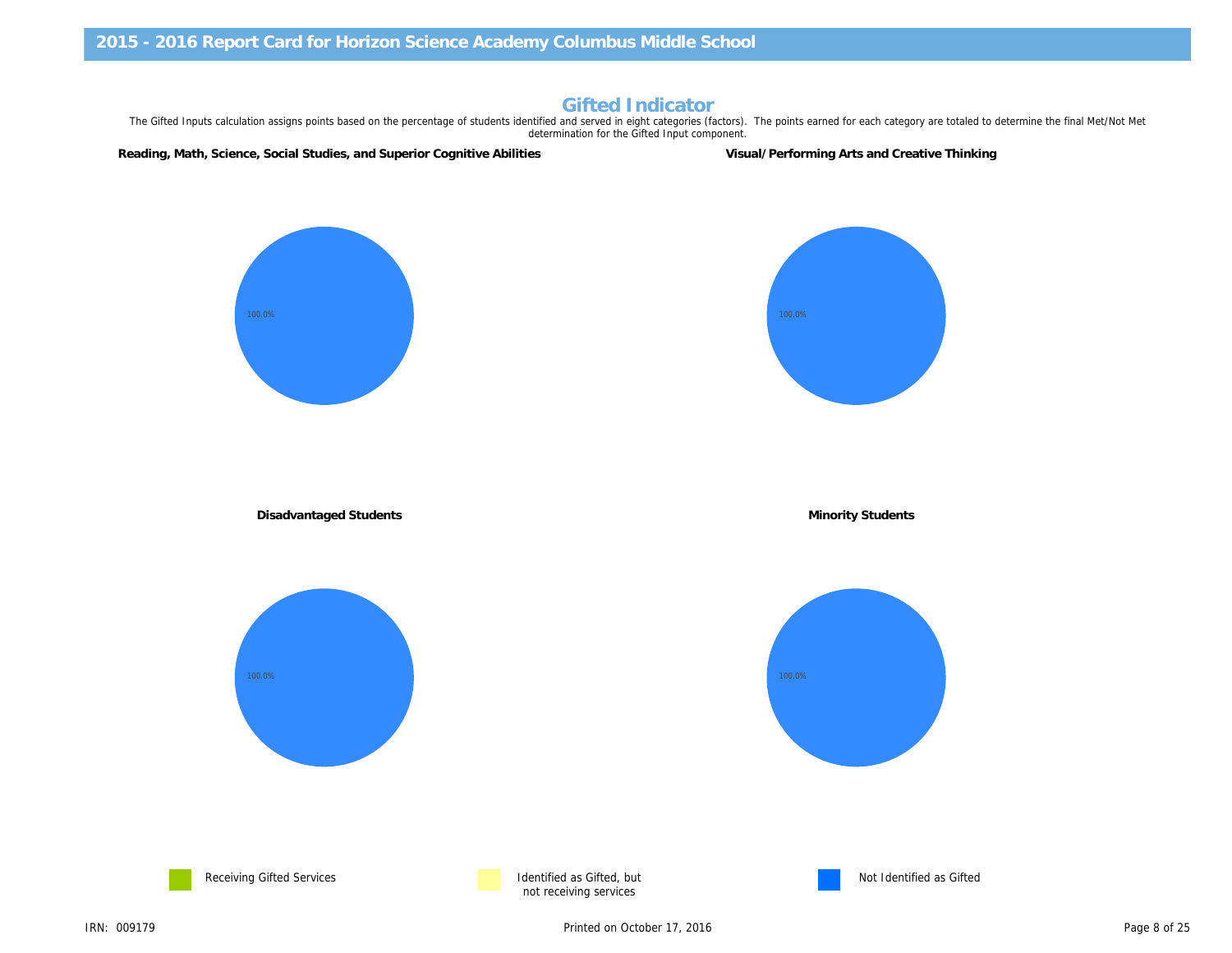## Gifted Indicator

The Gifted Inputs calculation assigns points based on the percentage of students identified and served in eight categories (factors). The points earned for each category are totaled to determine the final Met/Not Met determination for the Gifted Input component.

**Reading, Math, Science, Social Studies, and Superior Cognitive Abilities**

100.0%

**Visual/Performing Arts and Creative Thinking**

100.0%

**Disadvantaged Students**

100.0%

**Minority Students**

100.0%

Receiving Gifted Services

Identified as Gifted, but not receiving services

Not Identified as Gifted

IRN: 009179

Printed on October 17, 2016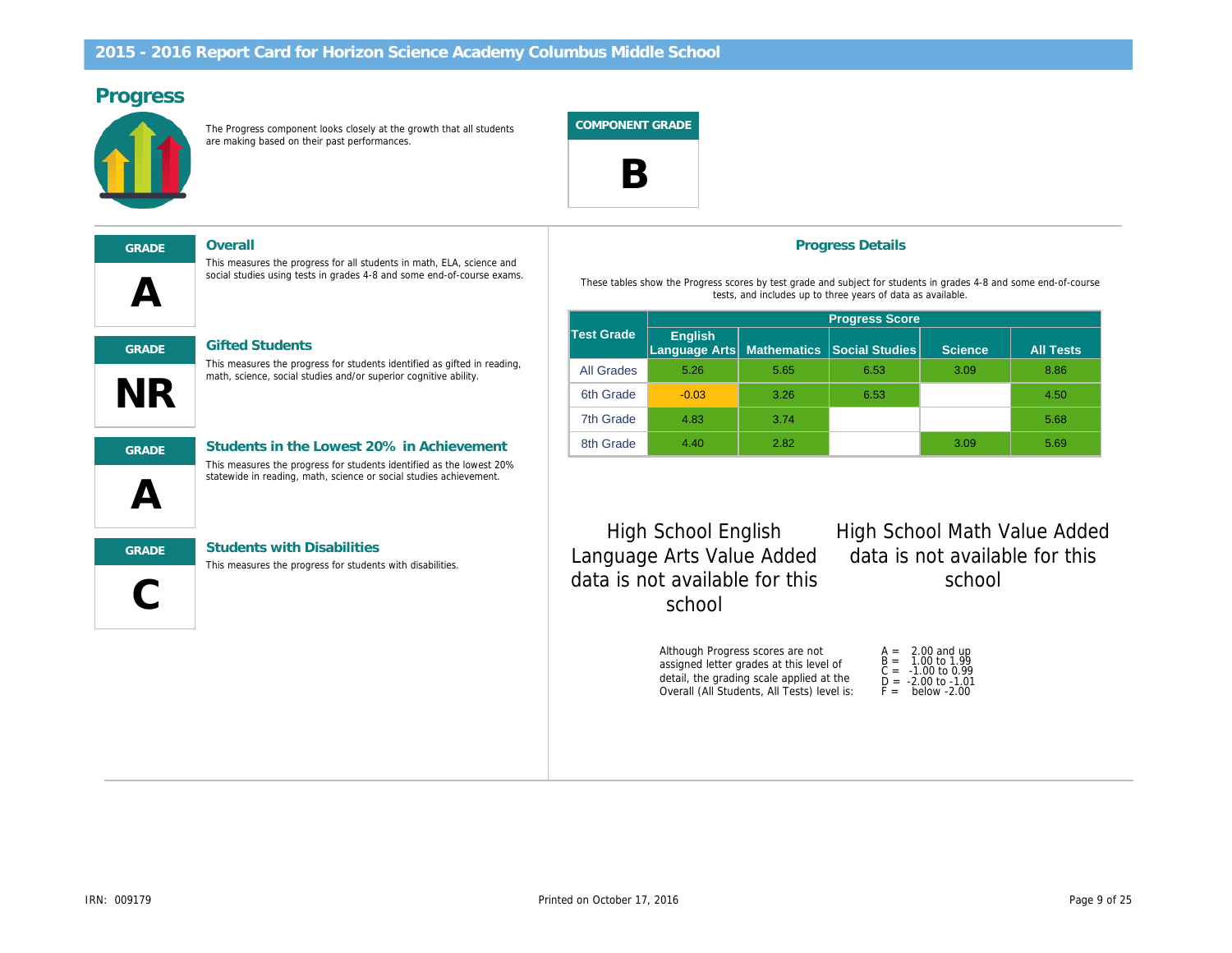## 2015 - 2016 Report Card for Horizon Science Academy Columbus Middle School

# Progress

The Progress component looks closely at the growth that all students are making based on their past performances.

**COMPONENT GRADE**

**B**

---

**GRADE**

**A**

### Overall

This measures the progress for all students in math, ELA, science and social studies using tests in grades 4-8 and some end-of-course exams.

**GRADE**

**NR**

### Gifted Students

This measures the progress for students identified as gifted in reading, math, science, social studies and/or superior cognitive ability.

**GRADE**

**A**

### Students in the Lowest 20% in Achievement

This measures the progress for students identified as the lowest 20% statewide in reading, math, science or social studies achievement.

**GRADE**

**C**

### Students with Disabilities

This measures the progress for students with disabilities.

## Progress Details

These tables show the Progress scores by test grade and subject for students in grades 4-8 and some end-of-course tests, and includes up to three years of data as available.

| Test Grade | Progress Score | | | | |
|---|---|---|---|---|---|
| | English Language Arts | Mathematics | Social Studies | Science | All Tests |
| All Grades | 5.26 | 5.65 | 6.53 | 3.09 | 8.86 |
| 6th Grade | -0.03 | 3.26 | 6.53 | | 4.50 |
| 7th Grade | 4.83 | 3.74 | | | 5.68 |
| 8th Grade | 4.40 | 2.82 | | 3.09 | 5.69 |

High School English Language Arts Value Added data is not available for this school

High School Math Value Added data is not available for this school

Although Progress scores are not assigned letter grades at this level of detail, the grading scale applied at the Overall (All Students, All Tests) level is:

A = 2.00 and up
B = 1.00 to 1.99
C = -1.00 to 0.99
D = -2.00 to -1.01
F = below -2.00

IRN: 009179

Printed on October 17, 2016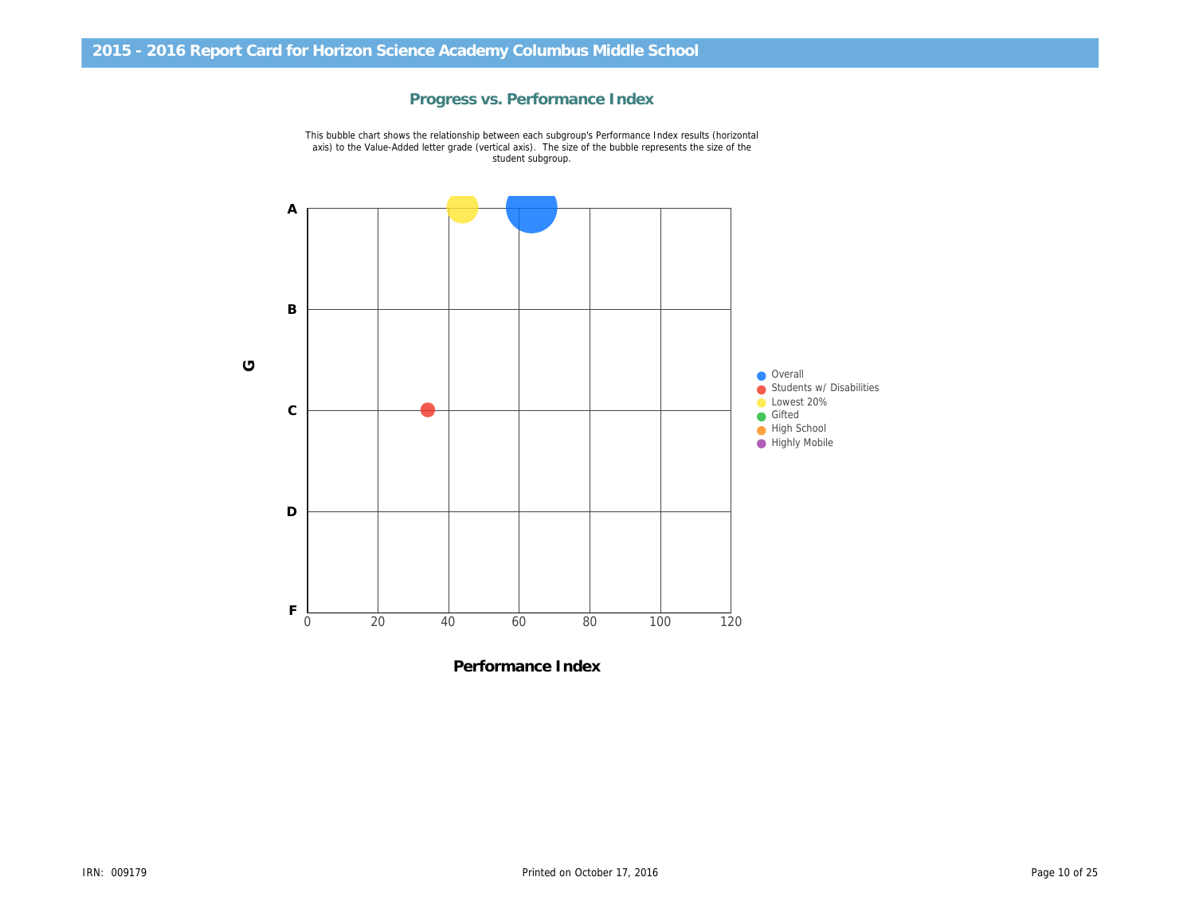## 2015 - 2016 Report Card for Horizon Science Academy Columbus Middle School

### Progress vs. Performance Index

This bubble chart shows the relationship between each subgroup's Performance Index results (horizontal axis) to the Value-Added letter grade (vertical axis). The size of the bubble represents the size of the student subgroup.

G

A

B

C

D

F

0 20 40 60 80 100 120

**Performance Index**

- Overall
- Students w/ Disabilities
- Lowest 20%
- Gifted
- High School
- Highly Mobile

IRN: 009179

Printed on October 17, 2016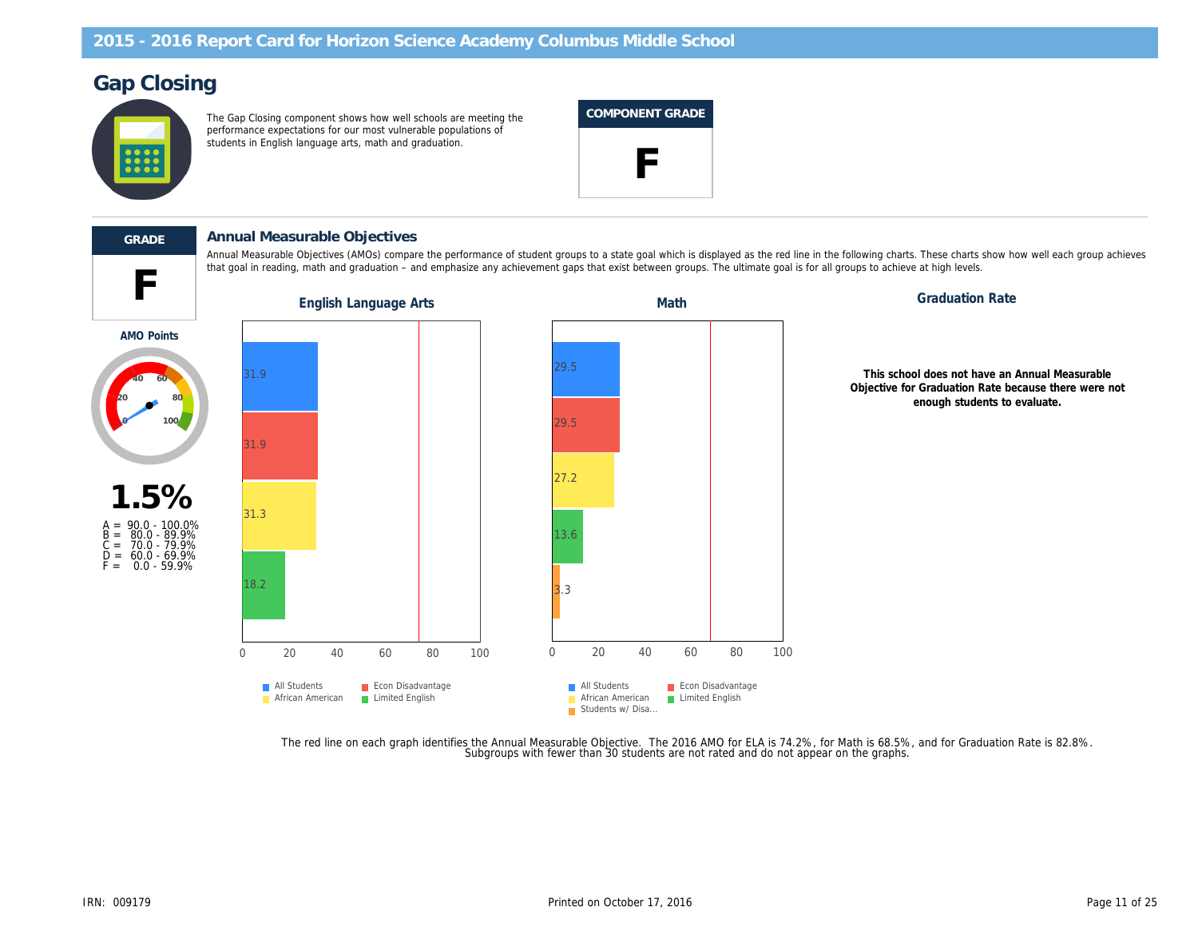## Gap Closing

The Gap Closing component shows how well schools are meeting the performance expectations for our most vulnerable populations of students in English language arts, math and graduation.

**COMPONENT GRADE**

**F**

**GRADE**

**F**

### Annual Measurable Objectives

Annual Measurable Objectives (AMOs) compare the performance of student groups to a state goal which is displayed as the red line in the following charts. These charts show how well each group achieves that goal in reading, math and graduation – and emphasize any achievement gaps that exist between groups. The ultimate goal is for all groups to achieve at high levels.

**AMO Points**

**1.5%**

A = 90.0 - 100.0%
B = 80.0 - 89.9%
C = 70.0 - 79.9%
D = 60.0 - 69.9%
F = 0.0 - 59.9%

**English Language Arts**

| Group | Value |
|---|---|
| All Students | 31.9 |
| Econ Disadvantage | 31.9 |
| African American | 31.3 |
| Limited English | 18.2 |

**Math**

| Group | Value |
|---|---|
| All Students | 29.5 |
| Econ Disadvantage | 29.5 |
| African American | 27.2 |
| Limited English | 13.6 |
| Students w/ Disa... | 3.3 |

**Graduation Rate**

**This school does not have an Annual Measurable Objective for Graduation Rate because there were not enough students to evaluate.**

The red line on each graph identifies the Annual Measurable Objective. The 2016 AMO for ELA is 74.2%, for Math is 68.5%, and for Graduation Rate is 82.8%.
Subgroups with fewer than 30 students are not rated and do not appear on the graphs.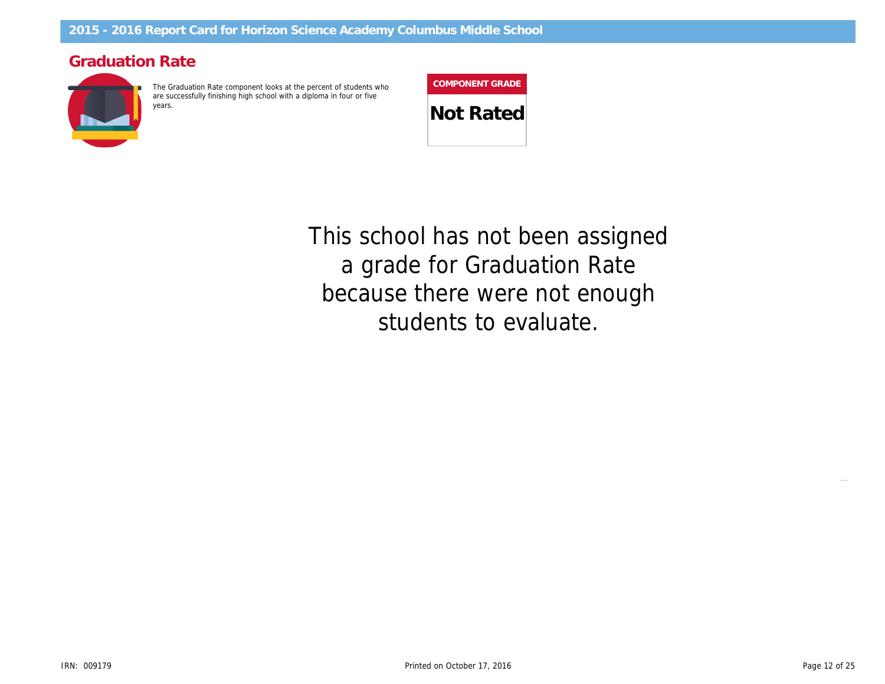## Graduation Rate

The Graduation Rate component looks at the percent of students who are successfully finishing high school with a diploma in four or five years.

| COMPONENT GRADE |
| --- |
| **Not Rated** |

This school has not been assigned a grade for Graduation Rate because there were not enough students to evaluate.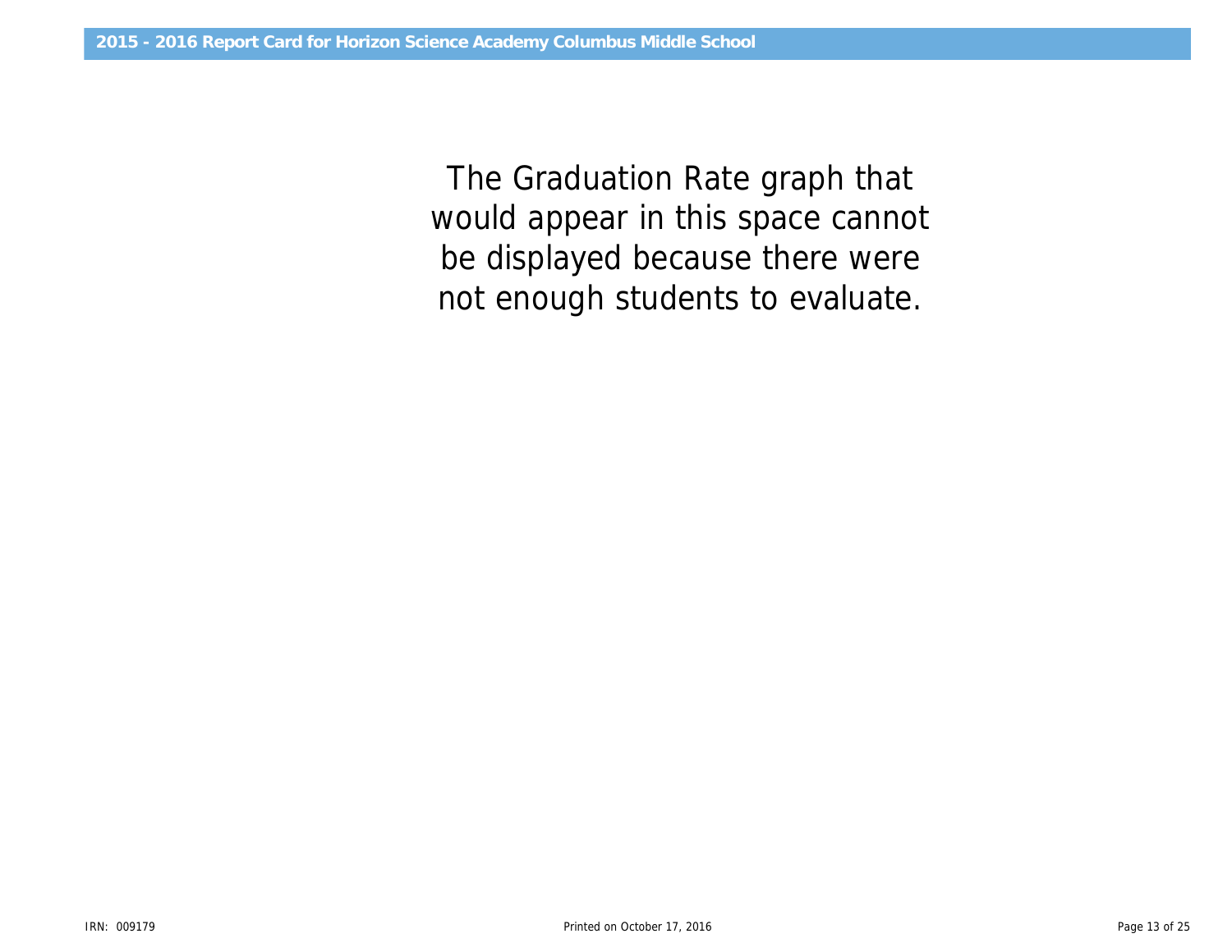The Graduation Rate graph that would appear in this space cannot be displayed because there were not enough students to evaluate.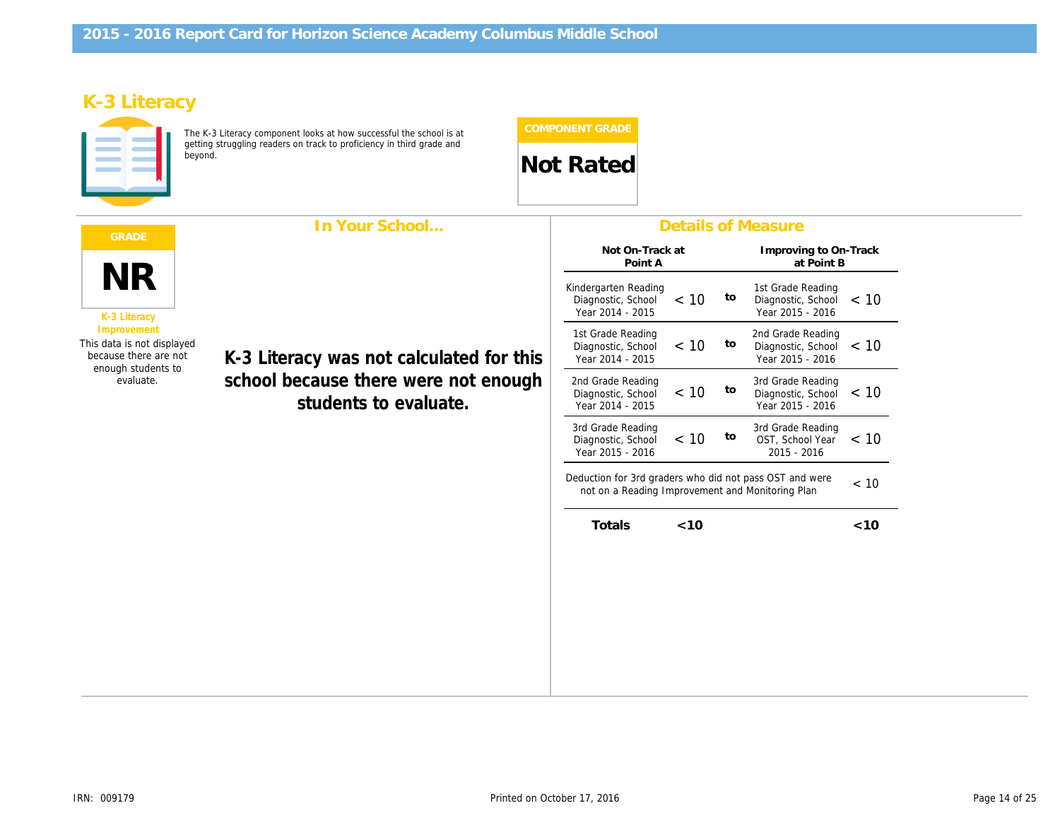# 2015 - 2016 Report Card for Horizon Science Academy Columbus Middle School

## K-3 Literacy

The K-3 Literacy component looks at how successful the school is at getting struggling readers on track to proficiency in third grade and beyond.

**COMPONENT GRADE**

**Not Rated**

**GRADE**

**NR**

K-3 Literacy Improvement

This data is not displayed because there are not enough students to evaluate.

### In Your School...

**K-3 Literacy was not calculated for this school because there were not enough students to evaluate.**

### Details of Measure

| Not On-Track at Point A | | | Improving to On-Track at Point B | |
|---|---|---|---|---|
| Kindergarten Reading Diagnostic, School Year 2014 - 2015 | < 10 | to | 1st Grade Reading Diagnostic, School Year 2015 - 2016 | < 10 |
| 1st Grade Reading Diagnostic, School Year 2014 - 2015 | < 10 | to | 2nd Grade Reading Diagnostic, School Year 2015 - 2016 | < 10 |
| 2nd Grade Reading Diagnostic, School Year 2014 - 2015 | < 10 | to | 3rd Grade Reading Diagnostic, School Year 2015 - 2016 | < 10 |
| 3rd Grade Reading Diagnostic, School Year 2015 - 2016 | < 10 | to | 3rd Grade Reading OST, School Year 2015 - 2016 | < 10 |
| Deduction for 3rd graders who did not pass OST and were not on a Reading Improvement and Monitoring Plan | | | | < 10 |
| **Totals** | **<10** | | | **<10** |

IRN: 009179

Printed on October 17, 2016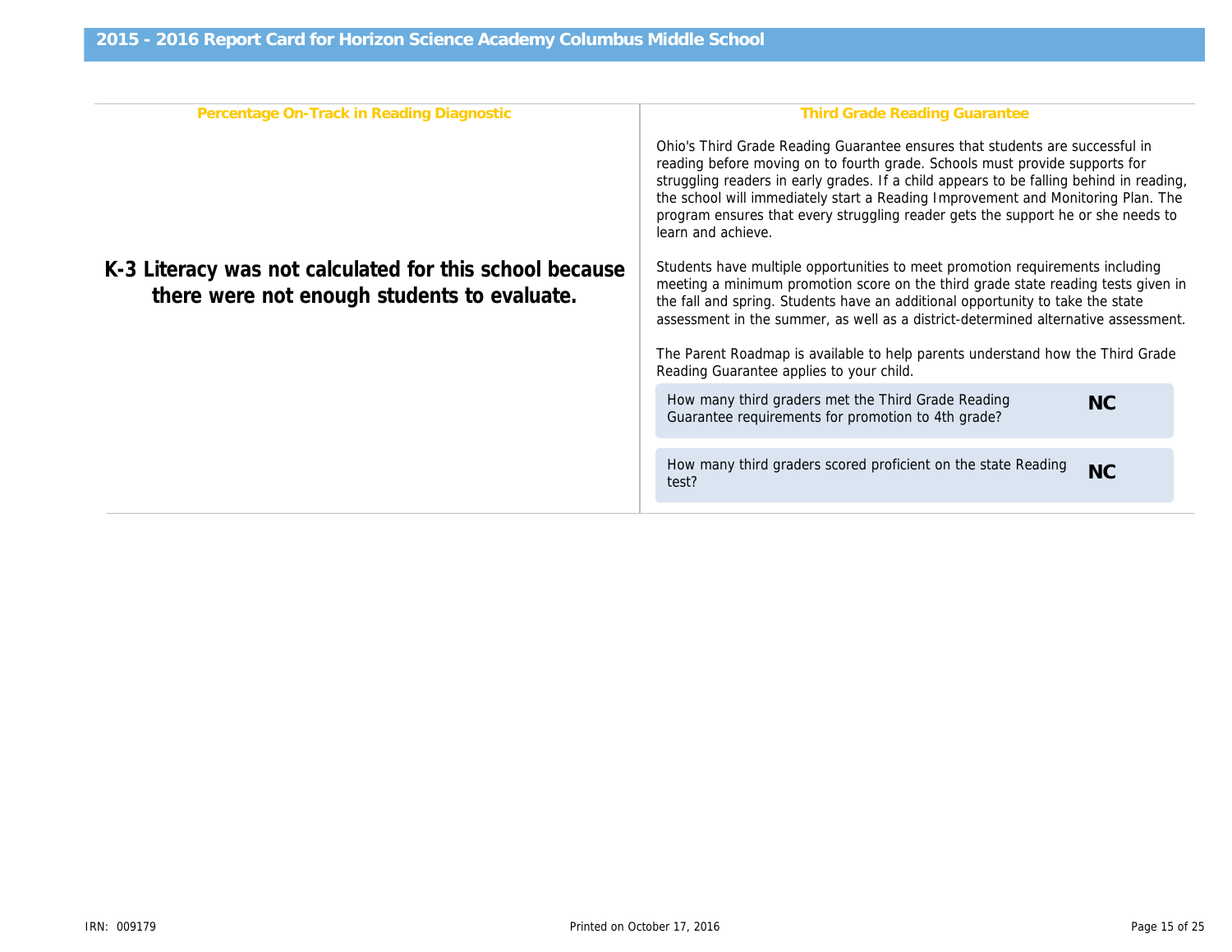## 2015 - 2016 Report Card for Horizon Science Academy Columbus Middle School

### Percentage On-Track in Reading Diagnostic

**K-3 Literacy was not calculated for this school because there were not enough students to evaluate.**

### Third Grade Reading Guarantee

Ohio's Third Grade Reading Guarantee ensures that students are successful in reading before moving on to fourth grade. Schools must provide supports for struggling readers in early grades. If a child appears to be falling behind in reading, the school will immediately start a Reading Improvement and Monitoring Plan. The program ensures that every struggling reader gets the support he or she needs to learn and achieve.

Students have multiple opportunities to meet promotion requirements including meeting a minimum promotion score on the third grade state reading tests given in the fall and spring. Students have an additional opportunity to take the state assessment in the summer, as well as a district-determined alternative assessment.

The Parent Roadmap is available to help parents understand how the Third Grade Reading Guarantee applies to your child.

| | |
|---|---|
| How many third graders met the Third Grade Reading Guarantee requirements for promotion to 4th grade? | **NC** |
| How many third graders scored proficient on the state Reading test? | **NC** |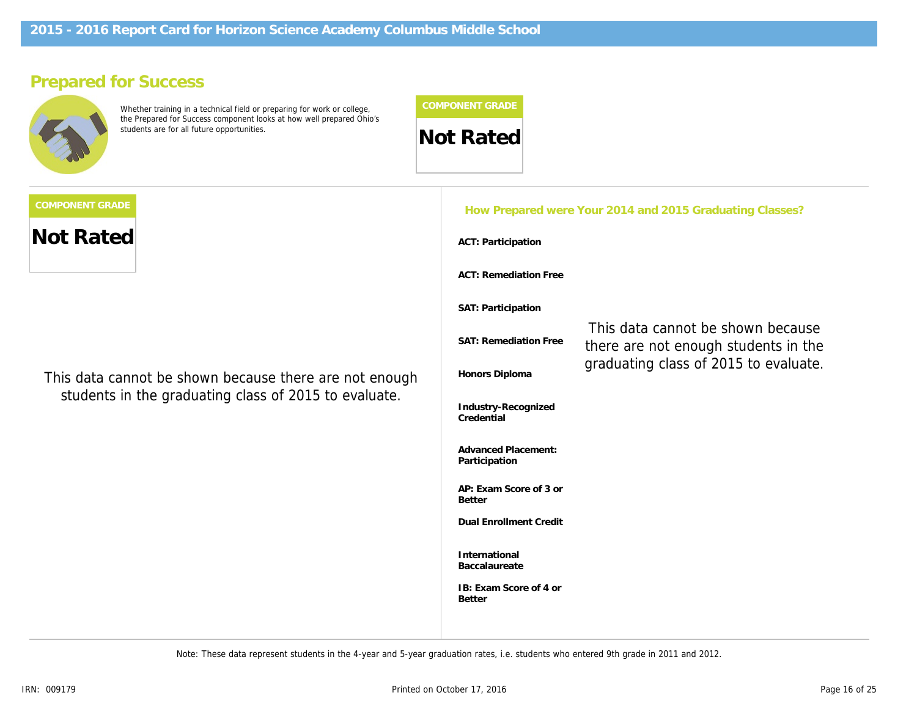# 2015 - 2016 Report Card for Horizon Science Academy Columbus Middle School

## Prepared for Success

Whether training in a technical field or preparing for work or college, the Prepared for Success component looks at how well prepared Ohio's students are for all future opportunities.

**COMPONENT GRADE**

**Not Rated**

**COMPONENT GRADE**

**Not Rated**

This data cannot be shown because there are not enough students in the graduating class of 2015 to evaluate.

### How Prepared were Your 2014 and 2015 Graduating Classes?

- **ACT: Participation**
- **ACT: Remediation Free**
- **SAT: Participation**
- **SAT: Remediation Free**
- **Honors Diploma**
- **Industry-Recognized Credential**
- **Advanced Placement: Participation**
- **AP: Exam Score of 3 or Better**
- **Dual Enrollment Credit**
- **International Baccalaureate**
- **IB: Exam Score of 4 or Better**

This data cannot be shown because there are not enough students in the graduating class of 2015 to evaluate.

Note: These data represent students in the 4-year and 5-year graduation rates, i.e. students who entered 9th grade in 2011 and 2012.

IRN: 009179

Printed on October 17, 2016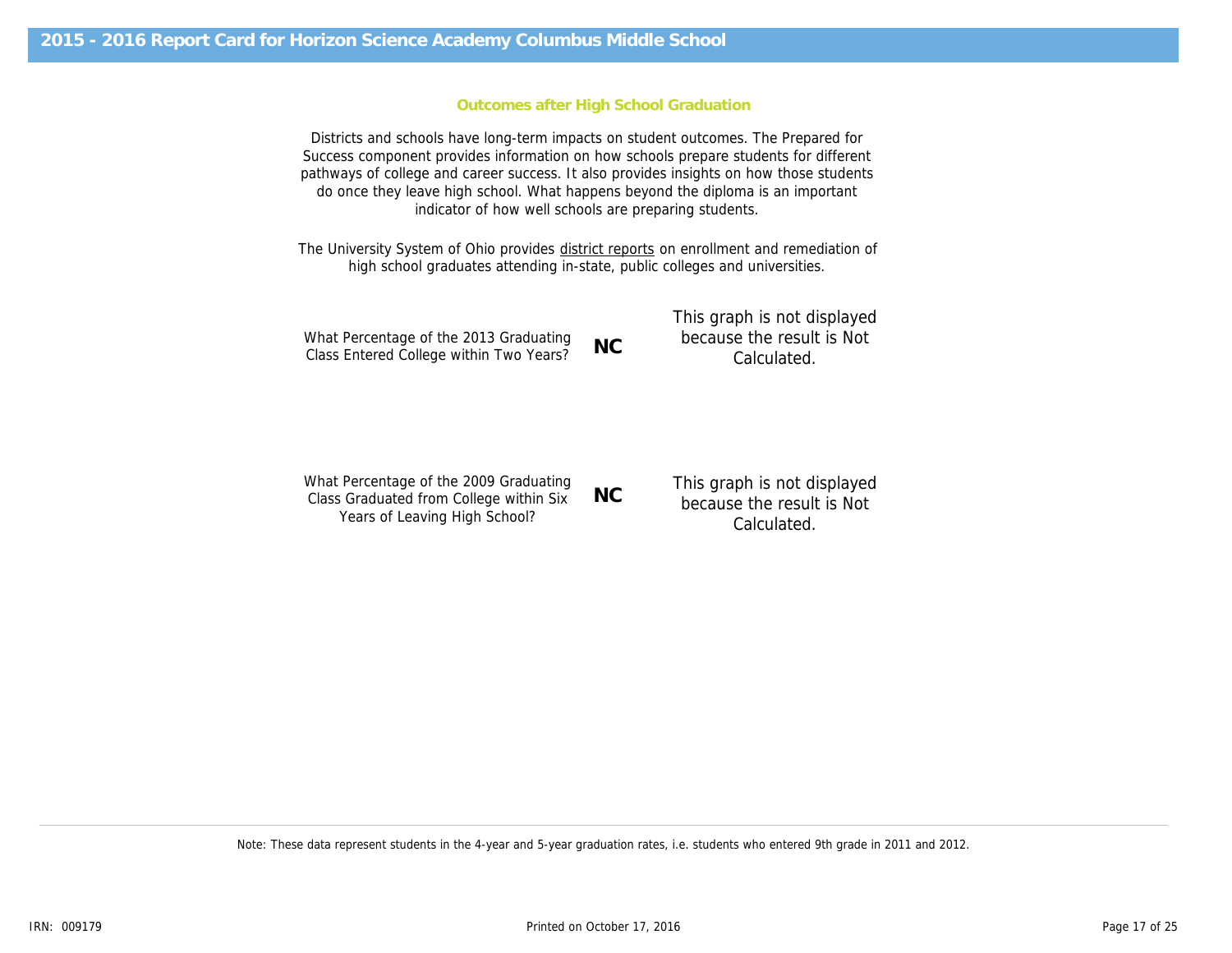# 2015 - 2016 Report Card for Horizon Science Academy Columbus Middle School

## Outcomes after High School Graduation

Districts and schools have long-term impacts on student outcomes. The Prepared for Success component provides information on how schools prepare students for different pathways of college and career success. It also provides insights on how those students do once they leave high school. What happens beyond the diploma is an important indicator of how well schools are preparing students.

The University System of Ohio provides district reports on enrollment and remediation of high school graduates attending in-state, public colleges and universities.

What Percentage of the 2013 Graduating Class Entered College within Two Years? **NC**

This graph is not displayed because the result is Not Calculated.

What Percentage of the 2009 Graduating Class Graduated from College within Six Years of Leaving High School? **NC**

This graph is not displayed because the result is Not Calculated.

Note: These data represent students in the 4-year and 5-year graduation rates, i.e. students who entered 9th grade in 2011 and 2012.

IRN: 009179

Printed on October 17, 2016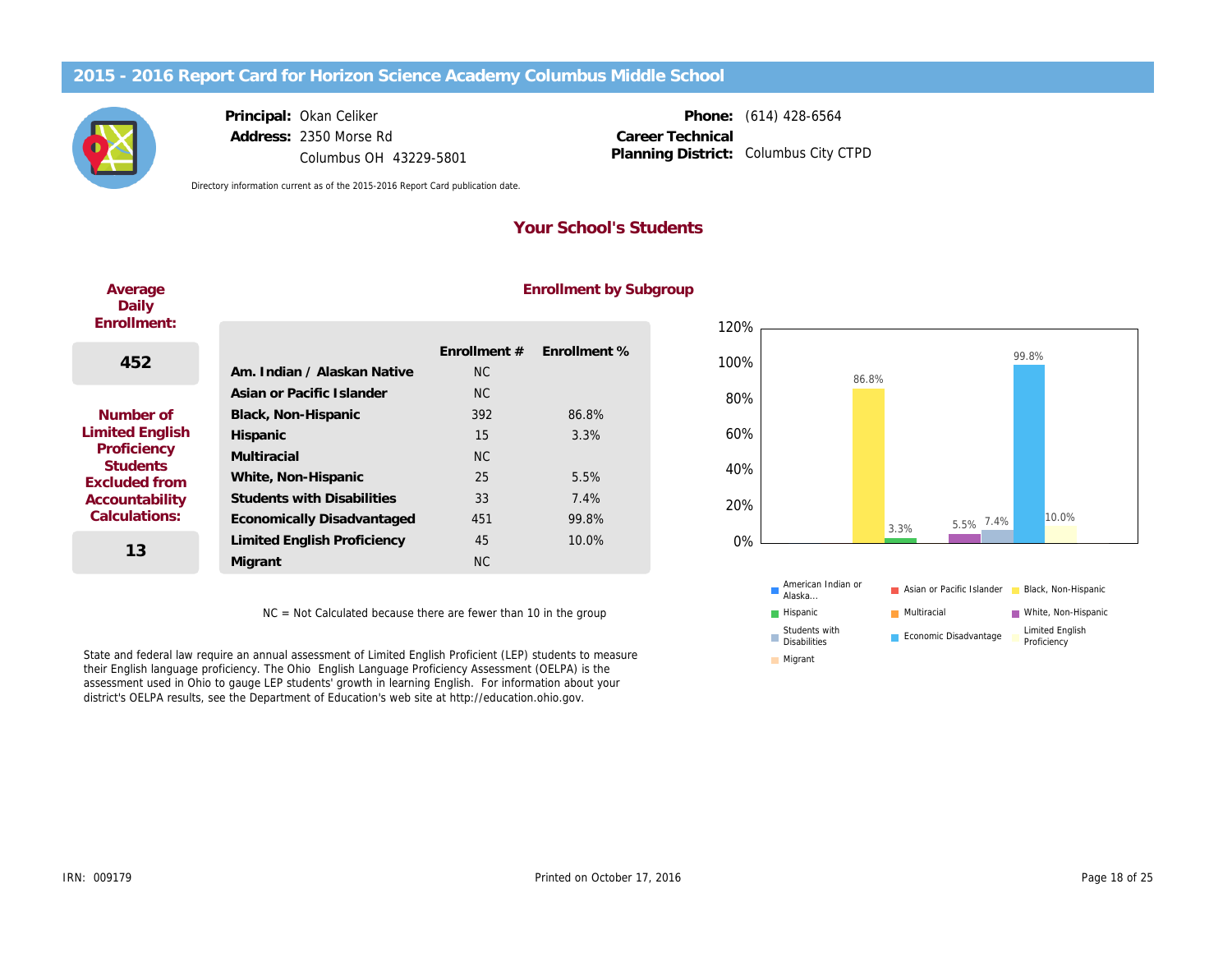# 2015 - 2016 Report Card for Horizon Science Academy Columbus Middle School

**Principal:** Okan Celiker
**Address:** 2350 Morse Rd
Columbus OH 43229-5801

**Phone:** (614) 428-6564
**Career Technical Planning District:** Columbus City CTPD

Directory information current as of the 2015-2016 Report Card publication date.

## Your School's Students

**Average Daily Enrollment:**

**452**

**Number of Limited English Proficiency Students Excluded from Accountability Calculations:**

**13**

### Enrollment by Subgroup

| | Enrollment # | Enrollment % |
|---|---|---|
| Am. Indian / Alaskan Native | NC | |
| Asian or Pacific Islander | NC | |
| Black, Non-Hispanic | 392 | 86.8% |
| Hispanic | 15 | 3.3% |
| Multiracial | NC | |
| White, Non-Hispanic | 25 | 5.5% |
| Students with Disabilities | 33 | 7.4% |
| Economically Disadvantaged | 451 | 99.8% |
| Limited English Proficiency | 45 | 10.0% |
| Migrant | NC | |

NC = Not Calculated because there are fewer than 10 in the group

State and federal law require an annual assessment of Limited English Proficient (LEP) students to measure their English language proficiency. The Ohio English Language Proficiency Assessment (OELPA) is the assessment used in Ohio to gauge LEP students' growth in learning English. For information about your district's OELPA results, see the Department of Education's web site at http://education.ohio.gov.

IRN: 009179

Printed on October 17, 2016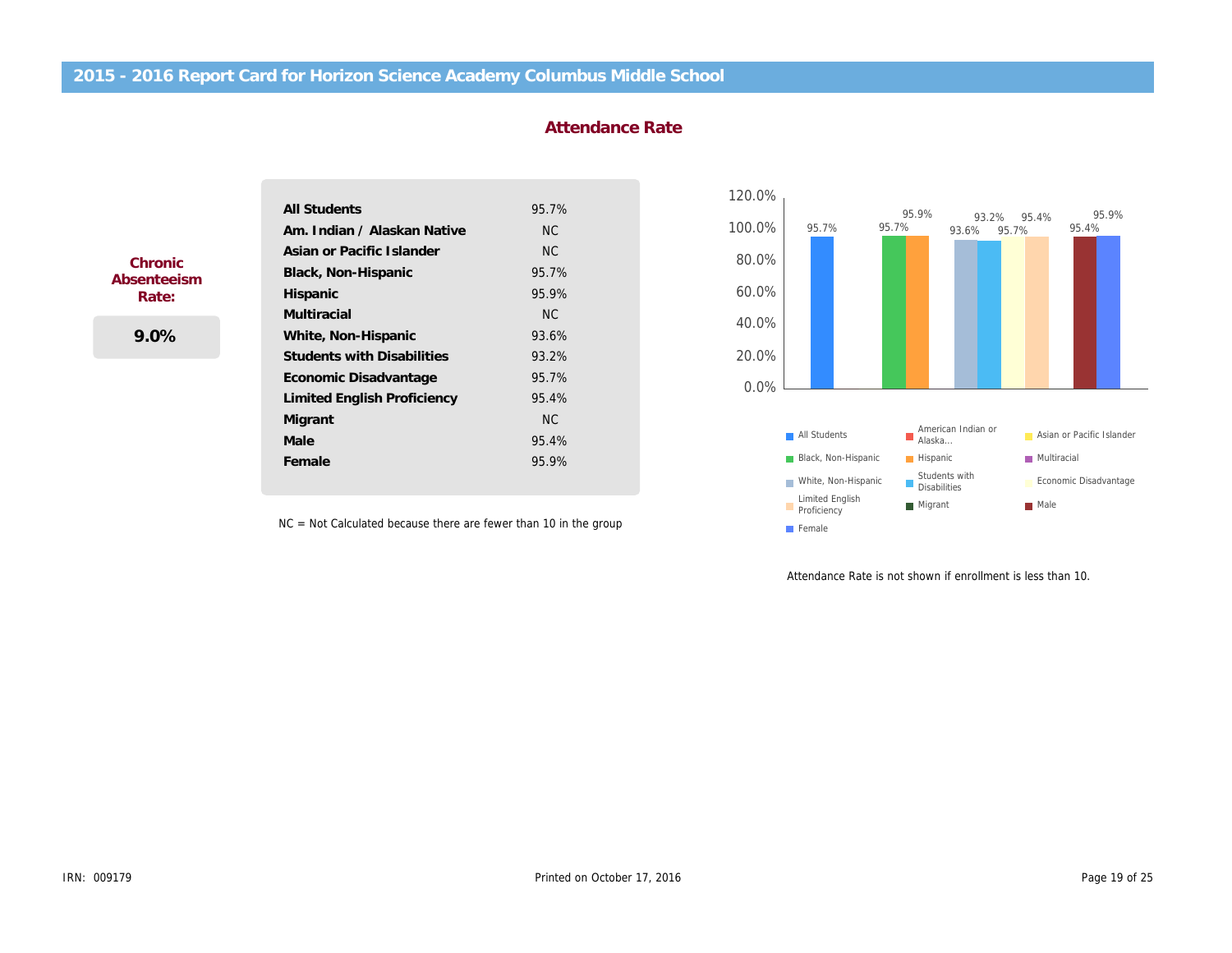## 2015 - 2016 Report Card for Horizon Science Academy Columbus Middle School

### Attendance Rate

**Chronic Absenteeism Rate:**

**9.0%**

| Group | Rate |
|---|---|
| **All Students** | 95.7% |
| **Am. Indian / Alaskan Native** | NC |
| **Asian or Pacific Islander** | NC |
| **Black, Non-Hispanic** | 95.7% |
| **Hispanic** | 95.9% |
| **Multiracial** | NC |
| **White, Non-Hispanic** | 93.6% |
| **Students with Disabilities** | 93.2% |
| **Economic Disadvantage** | 95.7% |
| **Limited English Proficiency** | 95.4% |
| **Migrant** | NC |
| **Male** | 95.4% |
| **Female** | 95.9% |

NC = Not Calculated because there are fewer than 10 in the group

Attendance Rate is not shown if enrollment is less than 10.

IRN: 009179

Printed on October 17, 2016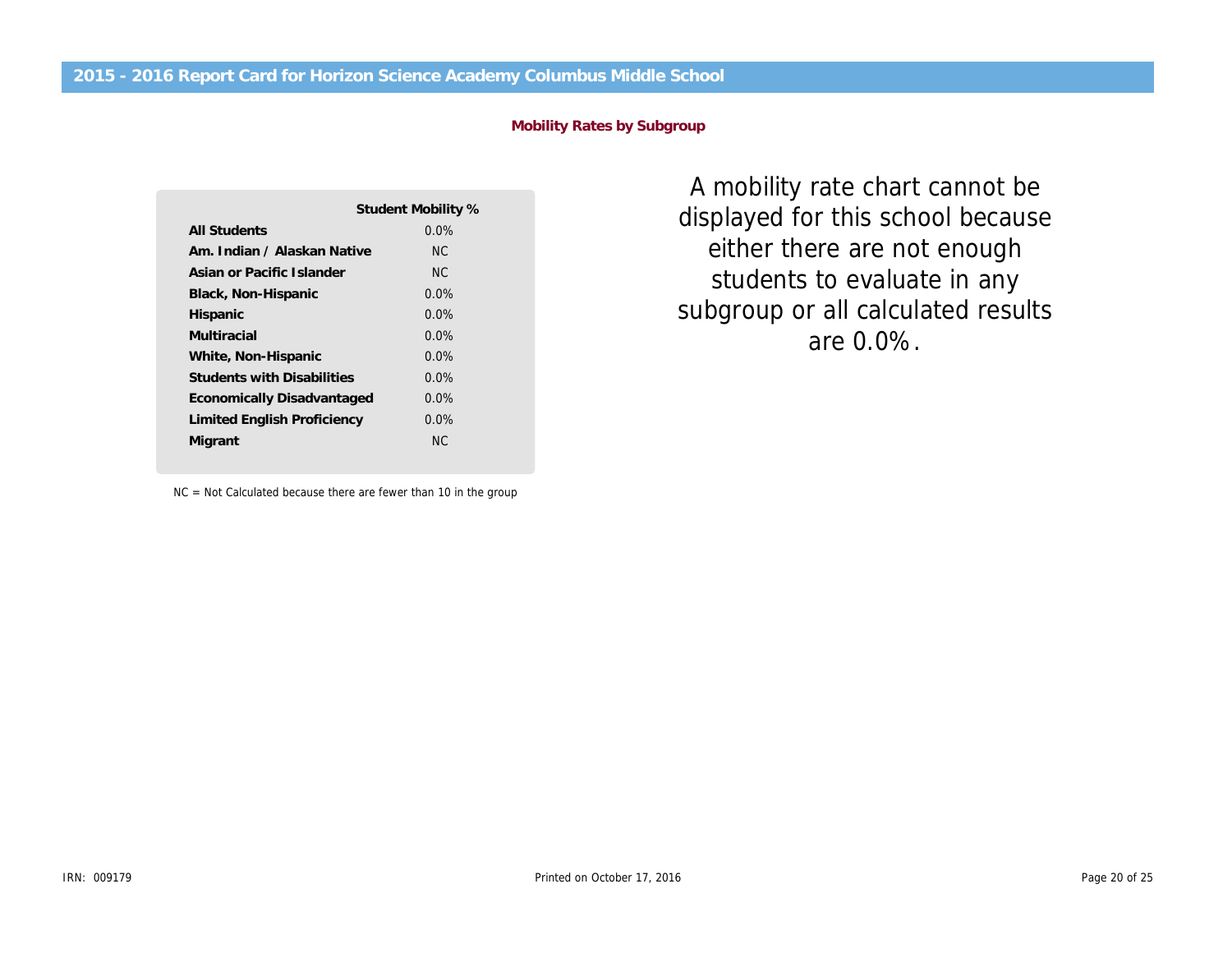## 2015 - 2016 Report Card for Horizon Science Academy Columbus Middle School

### Mobility Rates by Subgroup

| | Student Mobility % |
|---|---|
| **All Students** | 0.0% |
| **Am. Indian / Alaskan Native** | NC |
| **Asian or Pacific Islander** | NC |
| **Black, Non-Hispanic** | 0.0% |
| **Hispanic** | 0.0% |
| **Multiracial** | 0.0% |
| **White, Non-Hispanic** | 0.0% |
| **Students with Disabilities** | 0.0% |
| **Economically Disadvantaged** | 0.0% |
| **Limited English Proficiency** | 0.0% |
| **Migrant** | NC |

NC = Not Calculated because there are fewer than 10 in the group

A mobility rate chart cannot be displayed for this school because either there are not enough students to evaluate in any subgroup or all calculated results are 0.0%.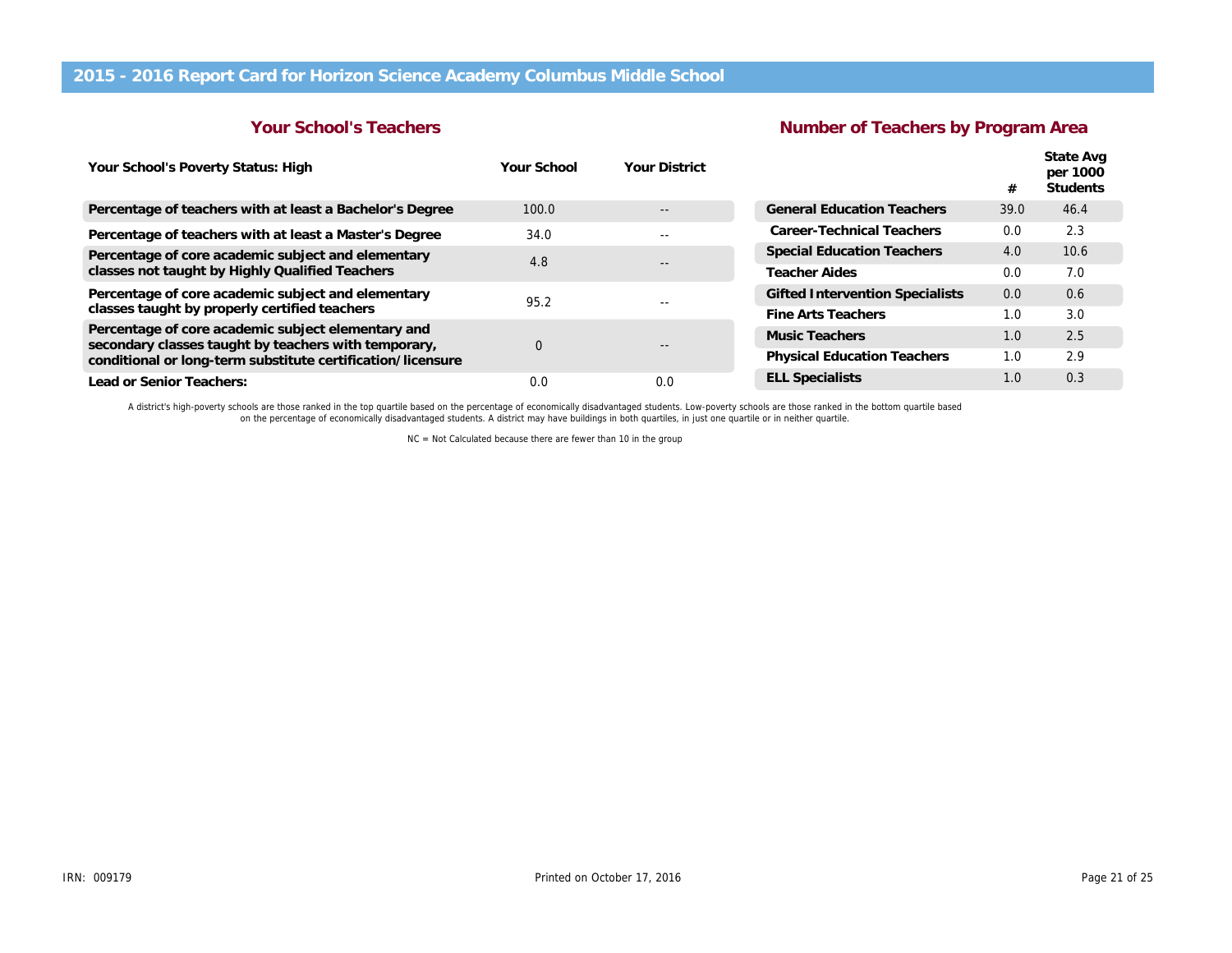# 2015 - 2016 Report Card for Horizon Science Academy Columbus Middle School

## Your School's Teachers

| Your School's Poverty Status: High | Your School | Your District |
|---|---|---|
| Percentage of teachers with at least a Bachelor's Degree | 100.0 | -- |
| Percentage of teachers with at least a Master's Degree | 34.0 | -- |
| Percentage of core academic subject and elementary classes not taught by Highly Qualified Teachers | 4.8 | -- |
| Percentage of core academic subject and elementary classes taught by properly certified teachers | 95.2 | -- |
| Percentage of core academic subject elementary and secondary classes taught by teachers with temporary, conditional or long-term substitute certification/licensure | 0 | -- |
| Lead or Senior Teachers: | 0.0 | 0.0 |

## Number of Teachers by Program Area

| | # | State Avg per 1000 Students |
|---|---|---|
| General Education Teachers | 39.0 | 46.4 |
| Career-Technical Teachers | 0.0 | 2.3 |
| Special Education Teachers | 4.0 | 10.6 |
| Teacher Aides | 0.0 | 7.0 |
| Gifted Intervention Specialists | 0.0 | 0.6 |
| Fine Arts Teachers | 1.0 | 3.0 |
| Music Teachers | 1.0 | 2.5 |
| Physical Education Teachers | 1.0 | 2.9 |
| ELL Specialists | 1.0 | 0.3 |

A district's high-poverty schools are those ranked in the top quartile based on the percentage of economically disadvantaged students. Low-poverty schools are those ranked in the bottom quartile based on the percentage of economically disadvantaged students. A district may have buildings in both quartiles, in just one quartile or in neither quartile.

NC = Not Calculated because there are fewer than 10 in the group

IRN: 009179

Printed on October 17, 2016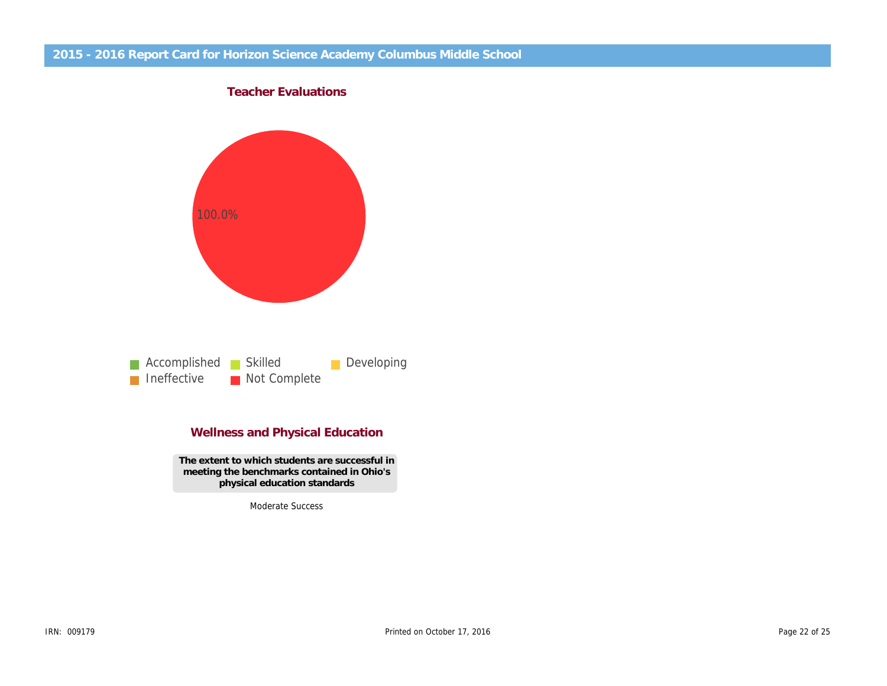## 2015 - 2016 Report Card for Horizon Science Academy Columbus Middle School

### Teacher Evaluations

100.0%

Accomplished | Skilled | Developing | Ineffective | Not Complete

### Wellness and Physical Education

**The extent to which students are successful in meeting the benchmarks contained in Ohio's physical education standards**

Moderate Success

IRN: 009179

Printed on October 17, 2016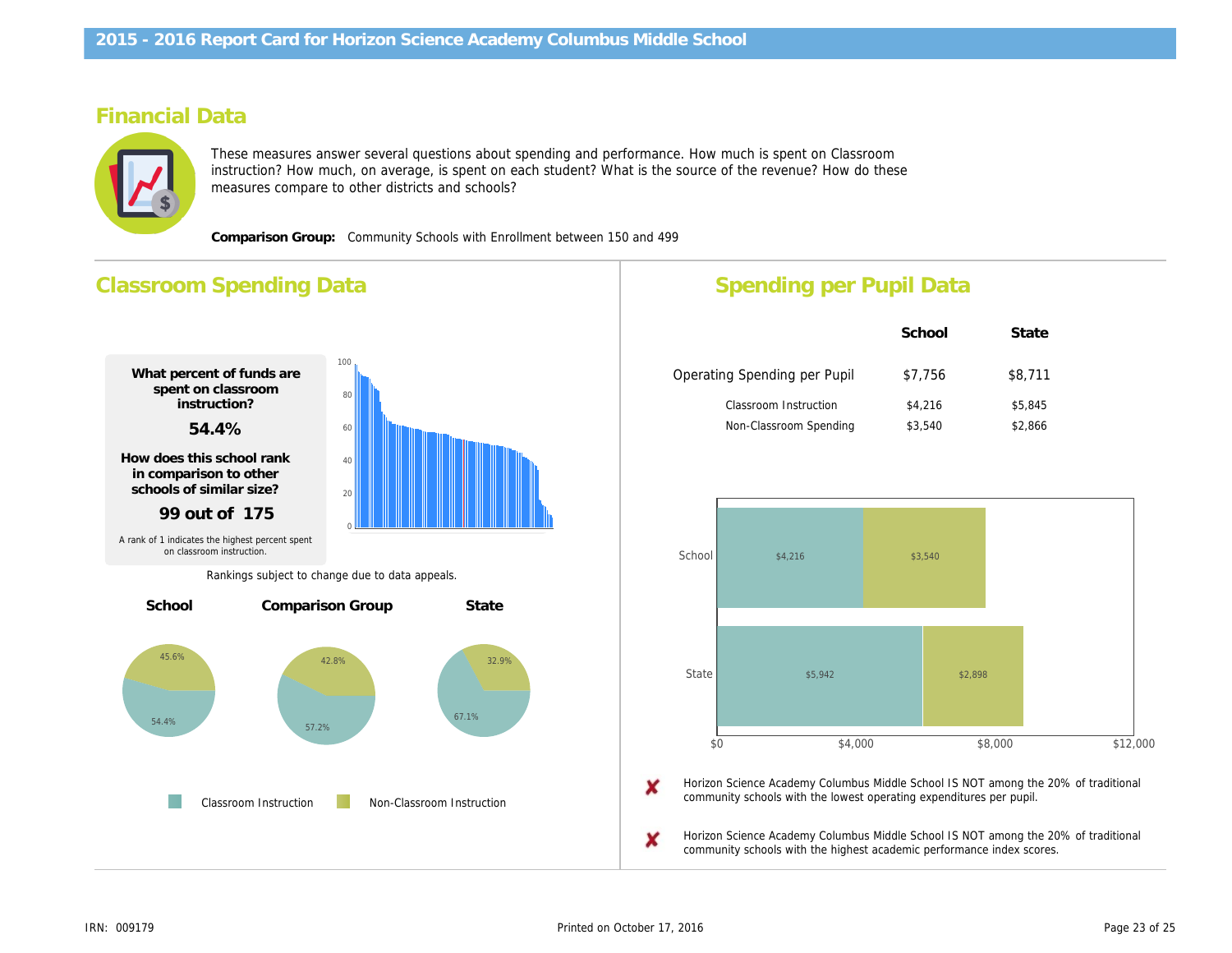## Financial Data

These measures answer several questions about spending and performance. How much is spent on Classroom instruction? How much, on average, is spent on each student? What is the source of the revenue? How do these measures compare to other districts and schools?

**Comparison Group:** Community Schools with Enrollment between 150 and 499

## Classroom Spending Data

**What percent of funds are spent on classroom instruction?**

**54.4%**

**How does this school rank in comparison to other schools of similar size?**

**99 out of 175**

A rank of 1 indicates the highest percent spent on classroom instruction.

Rankings subject to change due to data appeals.

| | School | Comparison Group | State |
|---|---|---|---|
| Classroom Instruction | 54.4% | 57.2% | 67.1% |
| Non-Classroom Instruction | 45.6% | 42.8% | 32.9% |

## Spending per Pupil Data

| | School | State |
|---|---|---|
| Operating Spending per Pupil | $7,756 | $8,711 |
| Classroom Instruction | $4,216 | $5,845 |
| Non-Classroom Spending | $3,540 | $2,866 |

| | Classroom Instruction | Non-Classroom Spending |
|---|---|---|
| School | $4,216 | $3,540 |
| State | $5,942 | $2,898 |

✘ Horizon Science Academy Columbus Middle School IS NOT among the 20% of traditional community schools with the lowest operating expenditures per pupil.

✘ Horizon Science Academy Columbus Middle School IS NOT among the 20% of traditional community schools with the highest academic performance index scores.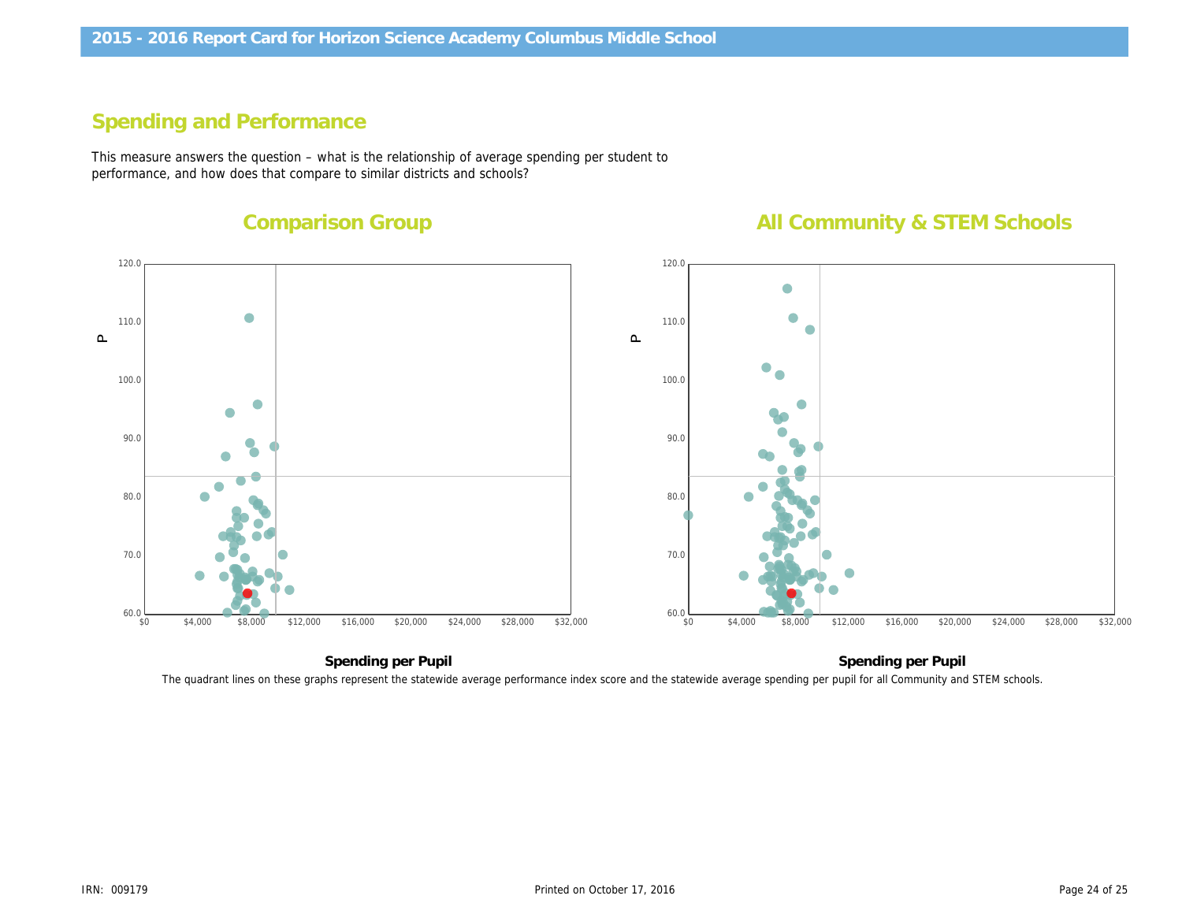## Spending and Performance

This measure answers the question – what is the relationship of average spending per student to performance, and how does that compare to similar districts and schools?

### Comparison Group

P

120.0
110.0
100.0
90.0
80.0
70.0
60.0

$0 $4,000 $8,000 $12,000 $16,000 $20,000 $24,000 $28,000 $32,000

**Spending per Pupil**

### All Community & STEM Schools

P

120.0
110.0
100.0
90.0
80.0
70.0
60.0

$0 $4,000 $8,000 $12,000 $16,000 $20,000 $24,000 $28,000 $32,000

**Spending per Pupil**

The quadrant lines on these graphs represent the statewide average performance index score and the statewide average spending per pupil for all Community and STEM schools.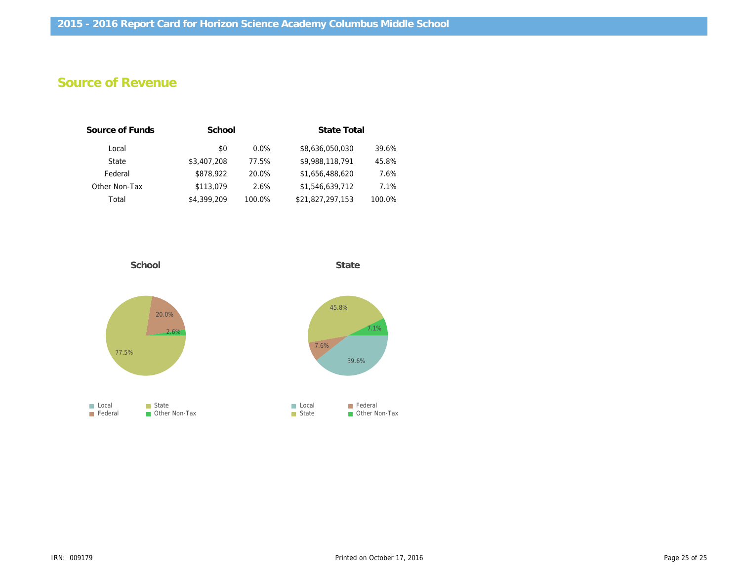# 2015 - 2016 Report Card for Horizon Science Academy Columbus Middle School

## Source of Revenue

| Source of Funds | School | | State Total | |
|---|---|---|---|---|
| Local | $0 | 0.0% | $8,636,050,030 | 39.6% |
| State | $3,407,208 | 77.5% | $9,988,118,791 | 45.8% |
| Federal | $878,922 | 20.0% | $1,656,488,620 | 7.6% |
| Other Non-Tax | $113,079 | 2.6% | $1,546,639,712 | 7.1% |
| Total | $4,399,209 | 100.0% | $21,827,297,153 | 100.0% |

School

20.0%
2.6%
77.5%

Local
State
Federal
Other Non-Tax

State

45.8%
7.1%
7.6%
39.6%

Local
Federal
State
Other Non-Tax

IRN: 009179

Printed on October 17, 2016